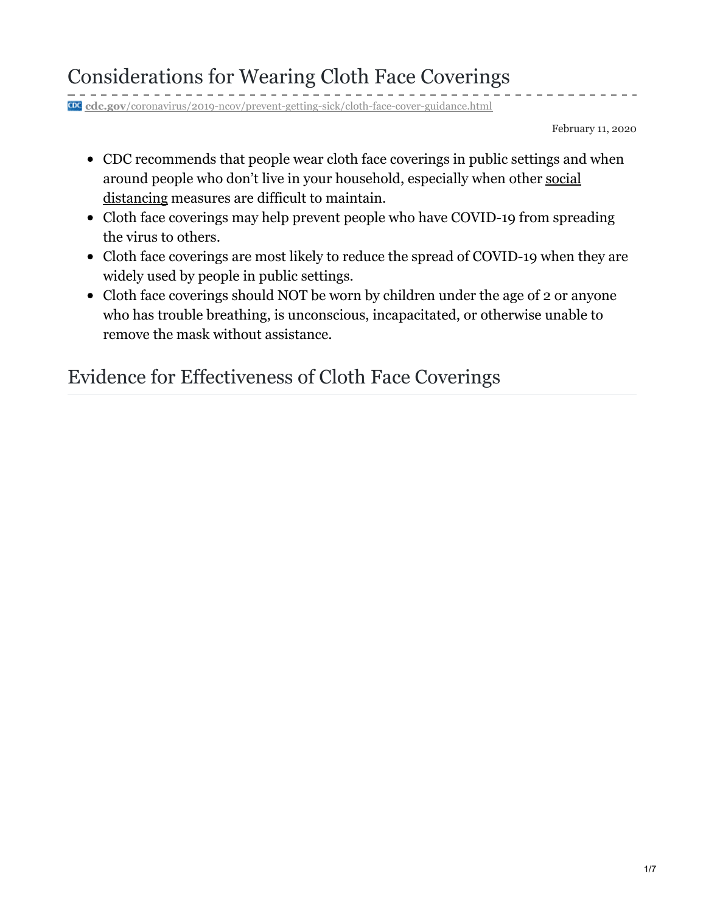# Considerations for Wearing Cloth Face Coverings

cdc.gov/coronavirus/2019-ncov/prevent-getting-sick/cloth-face-cover-guidance.html

February 11, 2020

- CDC recommends that people wear cloth face coverings in public settings and when around people who don't live in your household, especially when other social distancing measures are difficult to maintain.
- Cloth face coverings may help prevent people who have COVID-19 from spreading the virus to others.
- Cloth face coverings are most likely to reduce the spread of COVID-19 when they are widely used by people in public settings.
- Cloth face coverings should NOT be worn by children under the age of 2 or anyone who has trouble breathing, is unconscious, incapacitated, or otherwise unable to remove the mask without assistance.

## Evidence for Effectiveness of Cloth Face Coverings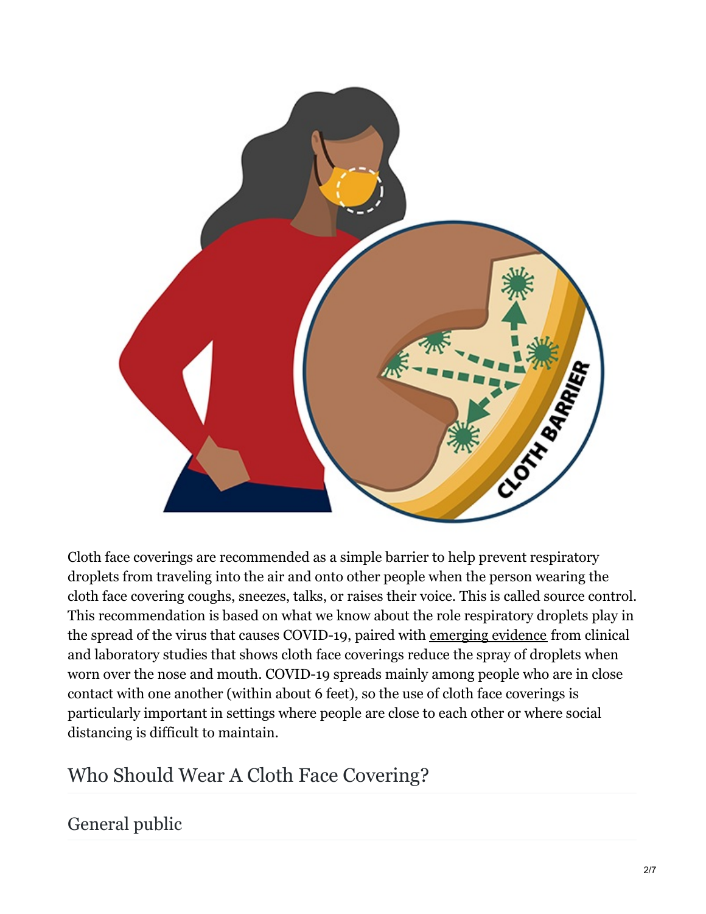Cloth face coverings are recommended as a simple barrier to help prevent respiratory droplets from traveling into the air and onto other people when the person wearing the cloth face covering coughs, sneezes, talks, or raises their voice. This is called source control. This recommendation is based on what we know about the role respiratory droplets play in the spread of the virus that causes COVID-19, paired with emerging evidence from clinical and laboratory studies that shows cloth face coverings reduce the spray of droplets when worn over the nose and mouth. COVID-19 spreads mainly among people who are in close contact with one another (within about 6 feet), so the use of cloth face coverings is particularly important in settings where people are close to each other or where social distancing is difficult to maintain.

## Who Should Wear A Cloth Face Covering?

### General public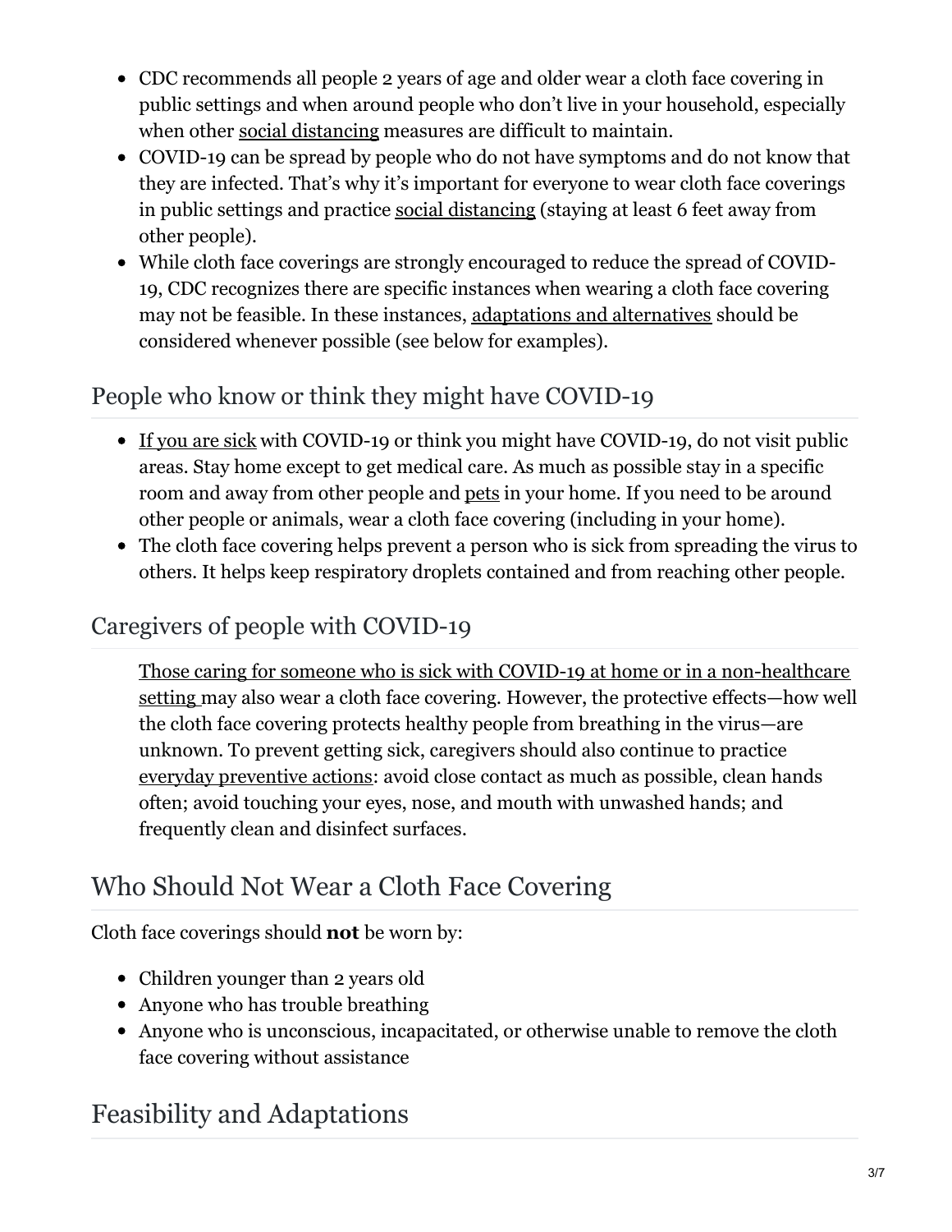- CDC recommends all people 2 years of age and older wear a cloth face covering in public settings and when around people who don't live in your household, especially when other social distancing measures are difficult to maintain.
- COVID-19 can be spread by people who do not have symptoms and do not know that they are infected. That's why it's important for everyone to wear cloth face coverings in public settings and practice social distancing (staying at least 6 feet away from other people).
- While cloth face coverings are strongly encouraged to reduce the spread of COVID-19, CDC recognizes there are specific instances when wearing a cloth face covering may not be feasible. In these instances, adaptations and alternatives should be considered whenever possible (see below for examples).

### People who know or think they might have COVID-19

- If you are sick with COVID-19 or think you might have COVID-19, do not visit public areas. Stay home except to get medical care. As much as possible stay in a specific room and away from other people and pets in your home. If you need to be around other people or animals, wear a cloth face covering (including in your home).
- The cloth face covering helps prevent a person who is sick from spreading the virus to others. It helps keep respiratory droplets contained and from reaching other people.

### Caregivers of people with COVID-19

Those caring for someone who is sick with COVID-19 at home or in a non-healthcare setting may also wear a cloth face covering. However, the protective effects—how well the cloth face covering protects healthy people from breathing in the virus—are unknown. To prevent getting sick, caregivers should also continue to practice everyday preventive actions: avoid close contact as much as possible, clean hands often; avoid touching your eyes, nose, and mouth with unwashed hands; and frequently clean and disinfect surfaces.

## Who Should Not Wear a Cloth Face Covering

Cloth face coverings should **not** be worn by:

- Children younger than 2 years old
- Anyone who has trouble breathing
- Anyone who is unconscious, incapacitated, or otherwise unable to remove the cloth face covering without assistance

## Feasibility and Adaptations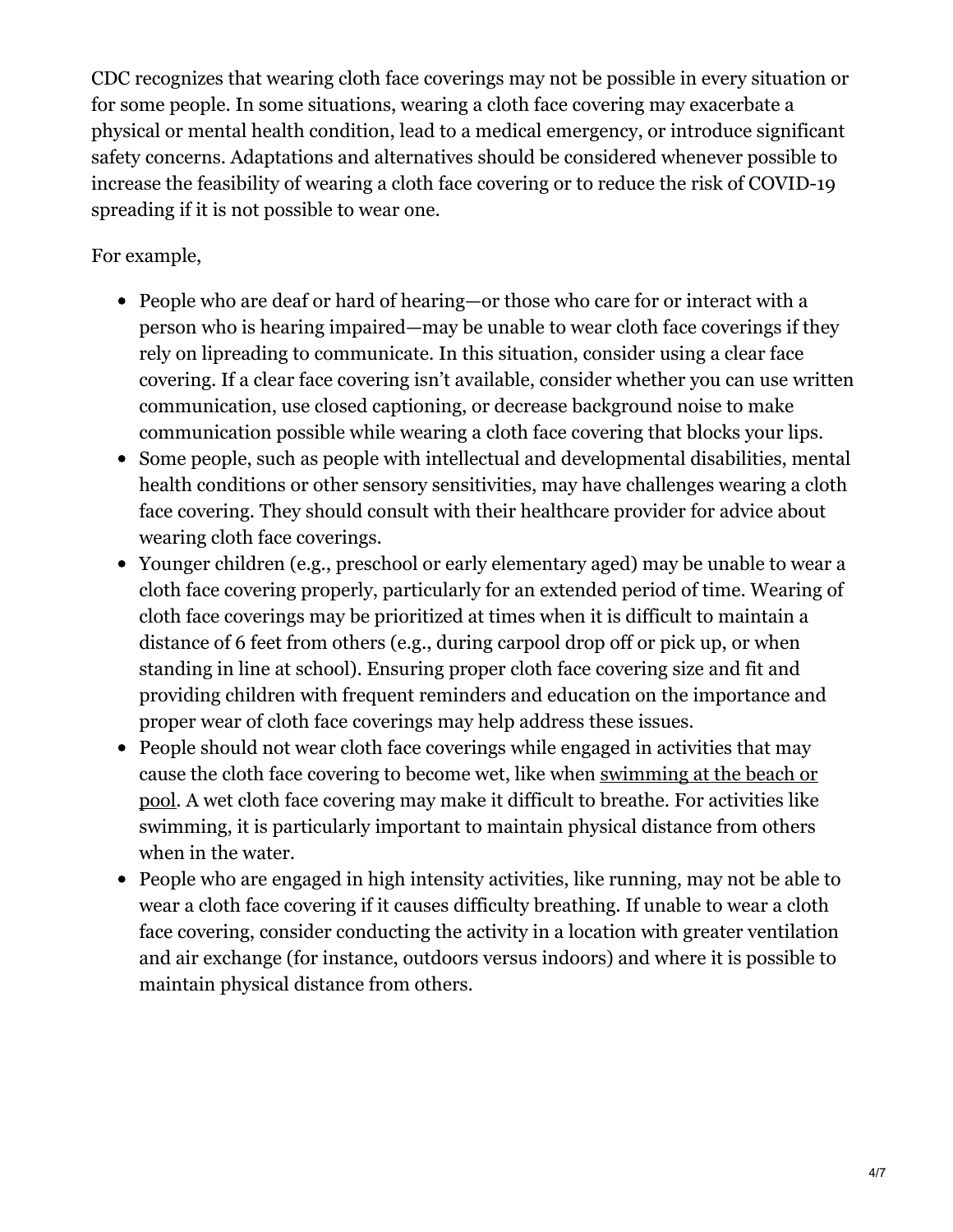CDC recognizes that wearing cloth face coverings may not be possible in every situation or for some people. In some situations, wearing a cloth face covering may exacerbate a physical or mental health condition, lead to a medical emergency, or introduce significant safety concerns. Adaptations and alternatives should be considered whenever possible to increase the feasibility of wearing a cloth face covering or to reduce the risk of COVID-19 spreading if it is not possible to wear one.

For example,

- People who are deaf or hard of hearing—or those who care for or interact with a person who is hearing impaired—may be unable to wear cloth face coverings if they rely on lipreading to communicate. In this situation, consider using a clear face covering. If a clear face covering isn't available, consider whether you can use written communication, use closed captioning, or decrease background noise to make communication possible while wearing a cloth face covering that blocks your lips.
- Some people, such as people with intellectual and developmental disabilities, mental health conditions or other sensory sensitivities, may have challenges wearing a cloth face covering. They should consult with their healthcare provider for advice about wearing cloth face coverings.
- Younger children (e.g., preschool or early elementary aged) may be unable to wear a cloth face covering properly, particularly for an extended period of time. Wearing of cloth face coverings may be prioritized at times when it is difficult to maintain a distance of 6 feet from others (e.g., during carpool drop off or pick up, or when standing in line at school). Ensuring proper cloth face covering size and fit and providing children with frequent reminders and education on the importance and proper wear of cloth face coverings may help address these issues.
- People should not wear cloth face coverings while engaged in activities that may cause the cloth face covering to become wet, like when swimming at the beach or pool. A wet cloth face covering may make it difficult to breathe. For activities like swimming, it is particularly important to maintain physical distance from others when in the water.
- People who are engaged in high intensity activities, like running, may not be able to wear a cloth face covering if it causes difficulty breathing. If unable to wear a cloth face covering, consider conducting the activity in a location with greater ventilation and air exchange (for instance, outdoors versus indoors) and where it is possible to maintain physical distance from others.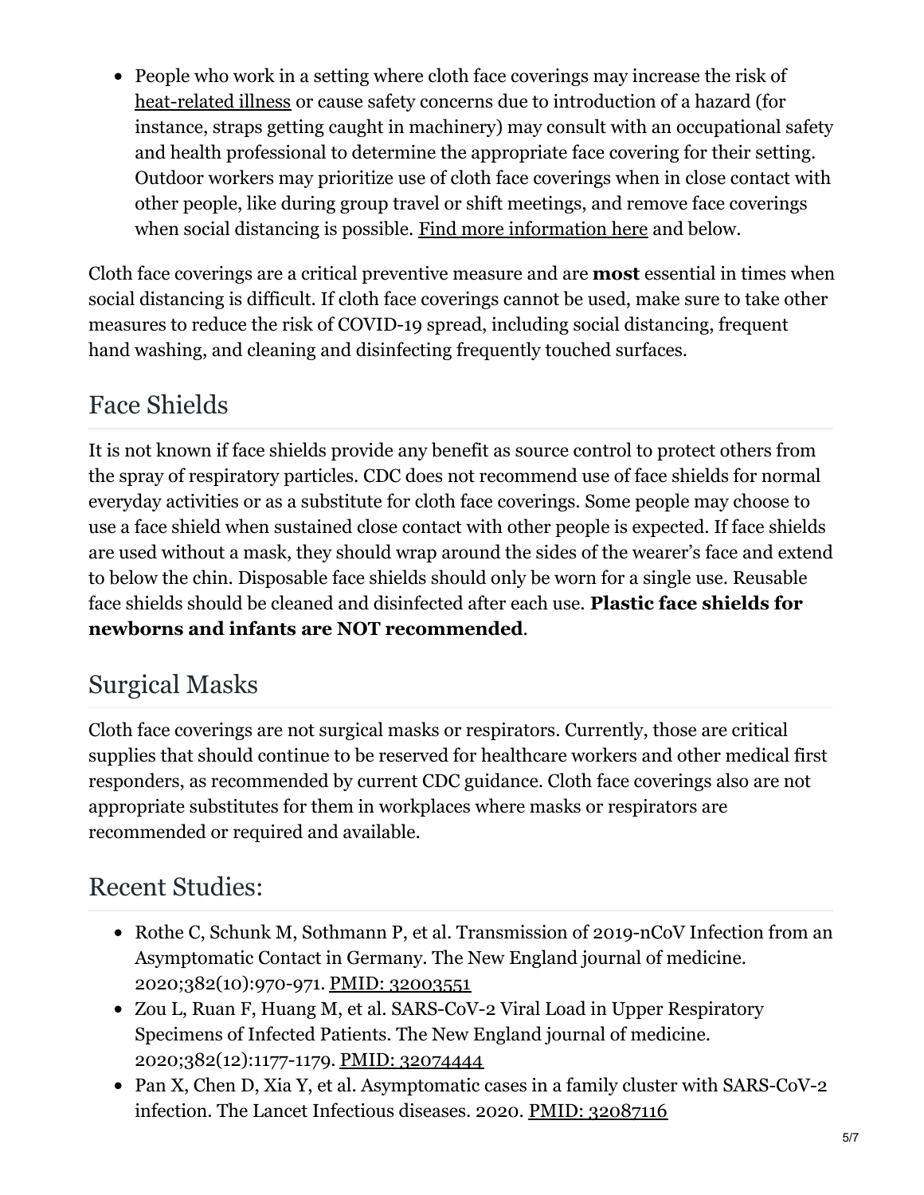- People who work in a setting where cloth face coverings may increase the risk of heat-related illness or cause safety concerns due to introduction of a hazard (for instance, straps getting caught in machinery) may consult with an occupational safety and health professional to determine the appropriate face covering for their setting. Outdoor workers may prioritize use of cloth face coverings when in close contact with other people, like during group travel or shift meetings, and remove face coverings when social distancing is possible. Find more information here and below.

Cloth face coverings are a critical preventive measure and are **most** essential in times when social distancing is difficult. If cloth face coverings cannot be used, make sure to take other measures to reduce the risk of COVID-19 spread, including social distancing, frequent hand washing, and cleaning and disinfecting frequently touched surfaces.

## Face Shields

It is not known if face shields provide any benefit as source control to protect others from the spray of respiratory particles. CDC does not recommend use of face shields for normal everyday activities or as a substitute for cloth face coverings. Some people may choose to use a face shield when sustained close contact with other people is expected. If face shields are used without a mask, they should wrap around the sides of the wearer's face and extend to below the chin. Disposable face shields should only be worn for a single use. Reusable face shields should be cleaned and disinfected after each use. **Plastic face shields for newborns and infants are NOT recommended**.

## Surgical Masks

Cloth face coverings are not surgical masks or respirators. Currently, those are critical supplies that should continue to be reserved for healthcare workers and other medical first responders, as recommended by current CDC guidance. Cloth face coverings also are not appropriate substitutes for them in workplaces where masks or respirators are recommended or required and available.

## Recent Studies:

- Rothe C, Schunk M, Sothmann P, et al. Transmission of 2019-nCoV Infection from an Asymptomatic Contact in Germany. The New England journal of medicine. 2020;382(10):970-971. PMID: 32003551
- Zou L, Ruan F, Huang M, et al. SARS-CoV-2 Viral Load in Upper Respiratory Specimens of Infected Patients. The New England journal of medicine. 2020;382(12):1177-1179. PMID: 32074444
- Pan X, Chen D, Xia Y, et al. Asymptomatic cases in a family cluster with SARS-CoV-2 infection. The Lancet Infectious diseases. 2020. PMID: 32087116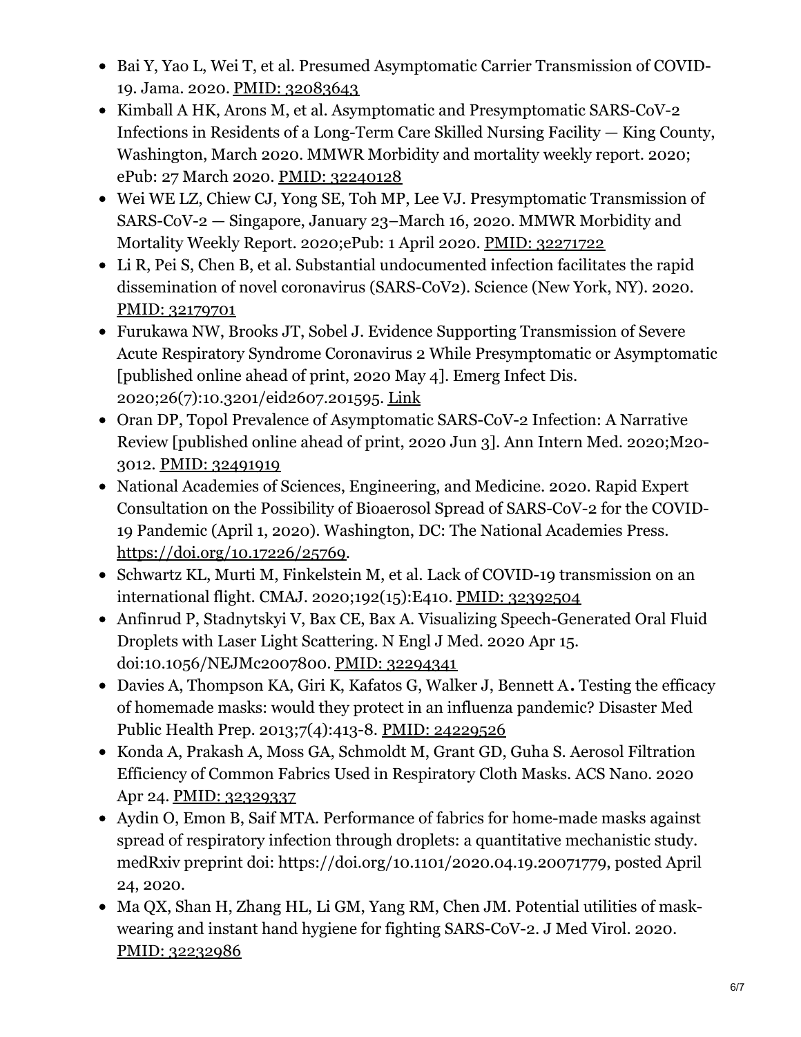- Bai Y, Yao L, Wei T, et al. Presumed Asymptomatic Carrier Transmission of COVID-19. Jama. 2020. PMID: 32083643
- Kimball A HK, Arons M, et al. Asymptomatic and Presymptomatic SARS-CoV-2 Infections in Residents of a Long-Term Care Skilled Nursing Facility — King County, Washington, March 2020. MMWR Morbidity and mortality weekly report. 2020; ePub: 27 March 2020. PMID: 32240128
- Wei WE LZ, Chiew CJ, Yong SE, Toh MP, Lee VJ. Presymptomatic Transmission of SARS-CoV-2 — Singapore, January 23–March 16, 2020. MMWR Morbidity and Mortality Weekly Report. 2020;ePub: 1 April 2020. PMID: 32271722
- Li R, Pei S, Chen B, et al. Substantial undocumented infection facilitates the rapid dissemination of novel coronavirus (SARS-CoV2). Science (New York, NY). 2020. PMID: 32179701
- Furukawa NW, Brooks JT, Sobel J. Evidence Supporting Transmission of Severe Acute Respiratory Syndrome Coronavirus 2 While Presymptomatic or Asymptomatic [published online ahead of print, 2020 May 4]. Emerg Infect Dis. 2020;26(7):10.3201/eid2607.201595. Link
- Oran DP, Topol Prevalence of Asymptomatic SARS-CoV-2 Infection: A Narrative Review [published online ahead of print, 2020 Jun 3]. Ann Intern Med. 2020;M20-3012. PMID: 32491919
- National Academies of Sciences, Engineering, and Medicine. 2020. Rapid Expert Consultation on the Possibility of Bioaerosol Spread of SARS-CoV-2 for the COVID-19 Pandemic (April 1, 2020). Washington, DC: The National Academies Press. https://doi.org/10.17226/25769.
- Schwartz KL, Murti M, Finkelstein M, et al. Lack of COVID-19 transmission on an international flight. CMAJ. 2020;192(15):E410. PMID: 32392504
- Anfinrud P, Stadnytskyi V, Bax CE, Bax A. Visualizing Speech-Generated Oral Fluid Droplets with Laser Light Scattering. N Engl J Med. 2020 Apr 15. doi:10.1056/NEJMc2007800. PMID: 32294341
- Davies A, Thompson KA, Giri K, Kafatos G, Walker J, Bennett A**.** Testing the efficacy of homemade masks: would they protect in an influenza pandemic? Disaster Med Public Health Prep. 2013;7(4):413-8. PMID: 24229526
- Konda A, Prakash A, Moss GA, Schmoldt M, Grant GD, Guha S. Aerosol Filtration Efficiency of Common Fabrics Used in Respiratory Cloth Masks. ACS Nano. 2020 Apr 24. PMID: 32329337
- Aydin O, Emon B, Saif MTA. Performance of fabrics for home-made masks against spread of respiratory infection through droplets: a quantitative mechanistic study. medRxiv preprint doi: https://doi.org/10.1101/2020.04.19.20071779, posted April 24, 2020.
- Ma QX, Shan H, Zhang HL, Li GM, Yang RM, Chen JM. Potential utilities of mask-wearing and instant hand hygiene for fighting SARS-CoV-2. J Med Virol. 2020. PMID: 32232986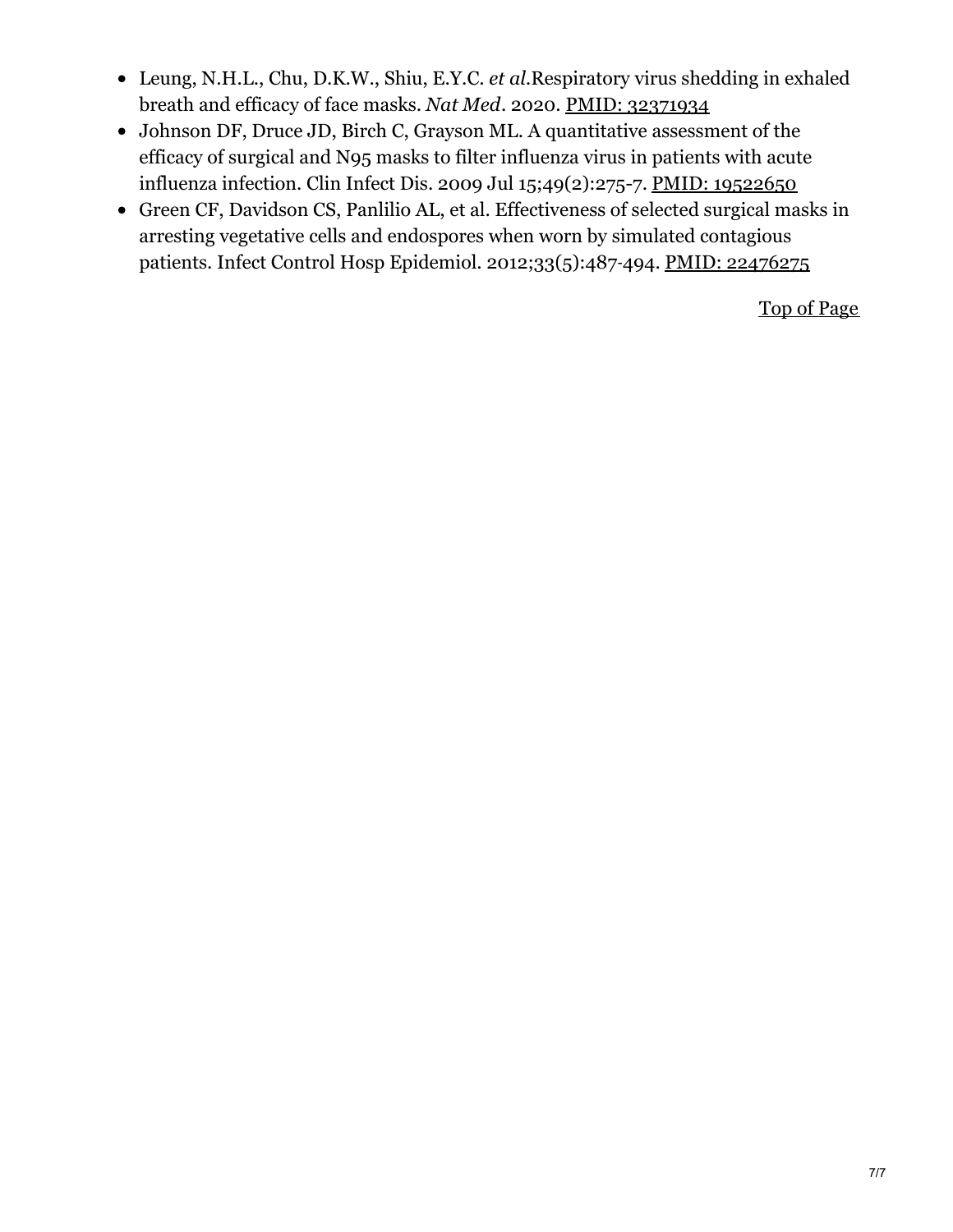- Leung, N.H.L., Chu, D.K.W., Shiu, E.Y.C. *et al.*Respiratory virus shedding in exhaled breath and efficacy of face masks. *Nat Med*. 2020. PMID: 32371934
- Johnson DF, Druce JD, Birch C, Grayson ML. A quantitative assessment of the efficacy of surgical and N95 masks to filter influenza virus in patients with acute influenza infection. Clin Infect Dis. 2009 Jul 15;49(2):275-7. PMID: 19522650
- Green CF, Davidson CS, Panlilio AL, et al. Effectiveness of selected surgical masks in arresting vegetative cells and endospores when worn by simulated contagious patients. Infect Control Hosp Epidemiol. 2012;33(5):487-494. PMID: 22476275

Top of Page